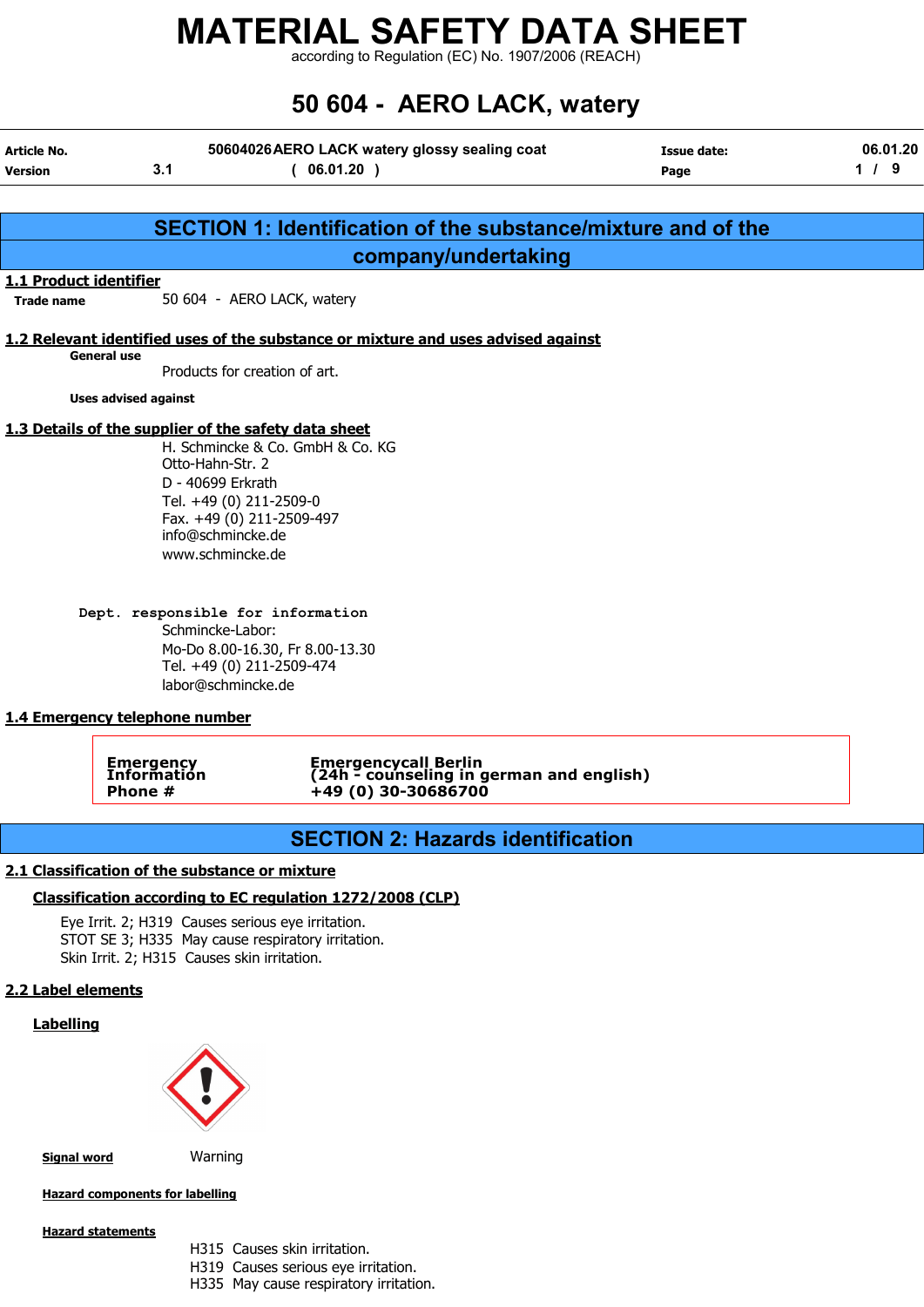# MATERIAL SAFETY DATA SHEET

according to Regulation (EC) No. 1907/2006 (REACH)

# 50 604 - AERO LACK, watery

| Article No. | 50604026 AERO LACK watery glossy sealing coat | Issue date: | 06.01.20 |
|---|---|---|---|
| Version | 3.1 ( 06.01.20 ) | Page | 1 / 9 |

## SECTION 1: Identification of the substance/mixture and of the company/undertaking

### 1.1 Product identifier

**Trade name** 50 604 - AERO LACK, watery

### 1.2 Relevant identified uses of the substance or mixture and uses advised against

**General use**

Products for creation of art.

**Uses advised against**

### 1.3 Details of the supplier of the safety data sheet

H. Schmincke & Co. GmbH & Co. KG
Otto-Hahn-Str. 2
D - 40699 Erkrath
Tel. +49 (0) 211-2509-0
Fax. +49 (0) 211-2509-497
info@schmincke.de
www.schmincke.de

**Dept. responsible for information**

Schmincke-Labor:
Mo-Do 8.00-16.30, Fr 8.00-13.30
Tel. +49 (0) 211-2509-474
labor@schmincke.de

### 1.4 Emergency telephone number

| Emergency Information Phone # | Emergencycall Berlin (24h - counseling in german and english) +49 (0) 30-30686700 |
|---|---|

## SECTION 2: Hazards identification

### 2.1 Classification of the substance or mixture

**Classification according to EC regulation 1272/2008 (CLP)**

Eye Irrit. 2; H319 Causes serious eye irritation.
STOT SE 3; H335 May cause respiratory irritation.
Skin Irrit. 2; H315 Causes skin irritation.

### 2.2 Label elements

**Labelling**

**Signal word** Warning

**Hazard components for labelling**

**Hazard statements**

H315 Causes skin irritation.
H319 Causes serious eye irritation.
H335 May cause respiratory irritation.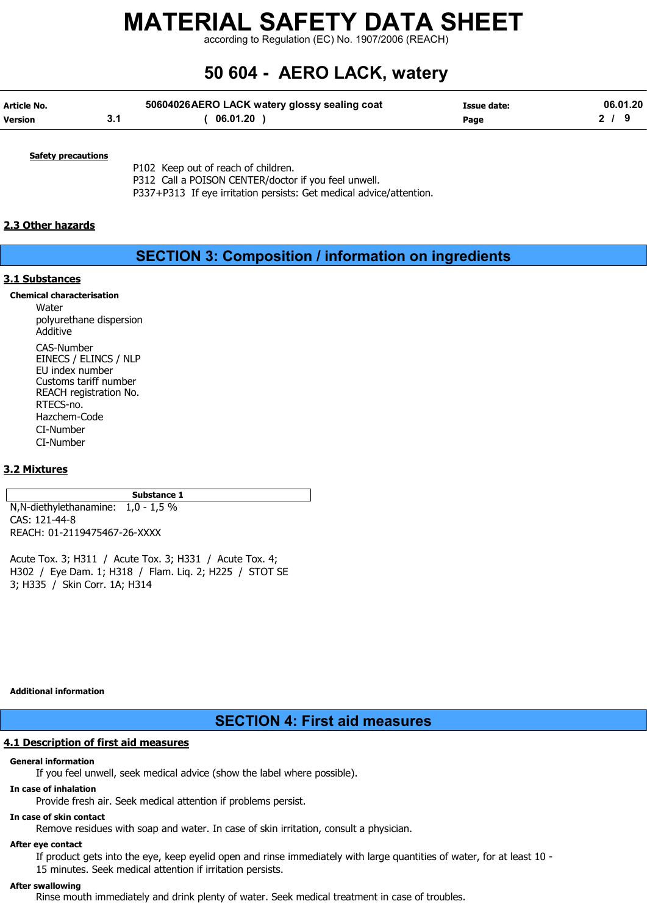**Safety precautions**

P102 Keep out of reach of children.
P312 Call a POISON CENTER/doctor if you feel unwell.
P337+P313 If eye irritation persists: Get medical advice/attention.

## 2.3 Other hazards

# SECTION 3: Composition / information on ingredients

## 3.1 Substances

**Chemical characterisation**

Water
polyurethane dispersion
Additive

CAS-Number
EINECS / ELINCS / NLP
EU index number
Customs tariff number
REACH registration No.
RTECS-no.
Hazchem-Code
CI-Number
CI-Number

## 3.2 Mixtures

| Substance 1 |
|---|
| N,N-diethylethanamine: 1,0 - 1,5 %<br>CAS: 121-44-8<br>REACH: 01-2119475467-26-XXXX<br><br>Acute Tox. 3; H311 / Acute Tox. 3; H331 / Acute Tox. 4; H302 / Eye Dam. 1; H318 / Flam. Liq. 2; H225 / STOT SE 3; H335 / Skin Corr. 1A; H314 |

**Additional information**

# SECTION 4: First aid measures

## 4.1 Description of first aid measures

**General information**

If you feel unwell, seek medical advice (show the label where possible).

**In case of inhalation**

Provide fresh air. Seek medical attention if problems persist.

**In case of skin contact**

Remove residues with soap and water. In case of skin irritation, consult a physician.

**After eye contact**

If product gets into the eye, keep eyelid open and rinse immediately with large quantities of water, for at least 10 - 15 minutes. Seek medical attention if irritation persists.

**After swallowing**

Rinse mouth immediately and drink plenty of water. Seek medical treatment in case of troubles.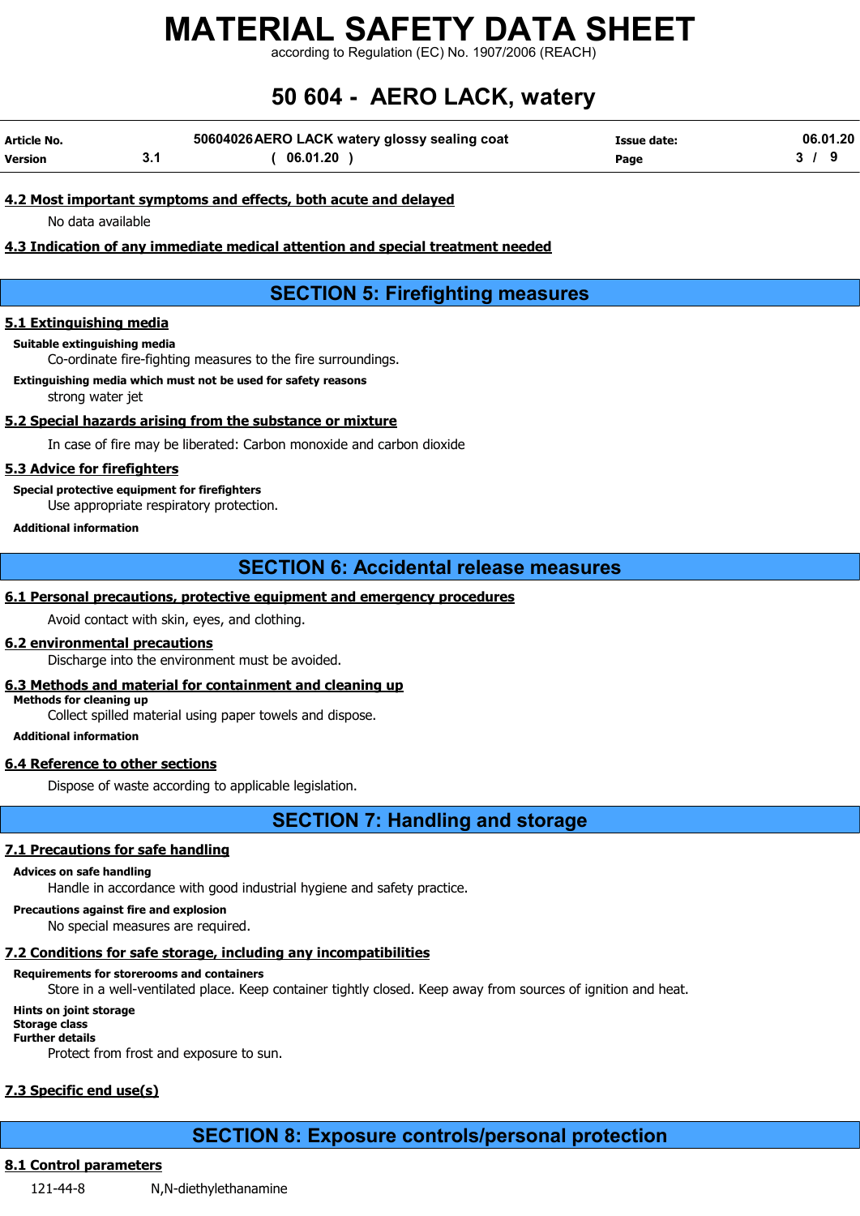### 4.2 Most important symptoms and effects, both acute and delayed

No data available

### 4.3 Indication of any immediate medical attention and special treatment needed

## SECTION 5: Firefighting measures

### 5.1 Extinguishing media

**Suitable extinguishing media**

Co-ordinate fire-fighting measures to the fire surroundings.

**Extinguishing media which must not be used for safety reasons**

strong water jet

### 5.2 Special hazards arising from the substance or mixture

In case of fire may be liberated: Carbon monoxide and carbon dioxide

### 5.3 Advice for firefighters

**Special protective equipment for firefighters**

Use appropriate respiratory protection.

**Additional information**

## SECTION 6: Accidental release measures

### 6.1 Personal precautions, protective equipment and emergency procedures

Avoid contact with skin, eyes, and clothing.

### 6.2 environmental precautions

Discharge into the environment must be avoided.

### 6.3 Methods and material for containment and cleaning up

**Methods for cleaning up**

Collect spilled material using paper towels and dispose.

**Additional information**

### 6.4 Reference to other sections

Dispose of waste according to applicable legislation.

## SECTION 7: Handling and storage

### 7.1 Precautions for safe handling

**Advices on safe handling**

Handle in accordance with good industrial hygiene and safety practice.

**Precautions against fire and explosion**

No special measures are required.

### 7.2 Conditions for safe storage, including any incompatibilities

**Requirements for storerooms and containers**

Store in a well-ventilated place. Keep container tightly closed. Keep away from sources of ignition and heat.

**Hints on joint storage**

**Storage class**

**Further details**

Protect from frost and exposure to sun.

### 7.3 Specific end use(s)

## SECTION 8: Exposure controls/personal protection

### 8.1 Control parameters

121-44-8 N,N-diethylethanamine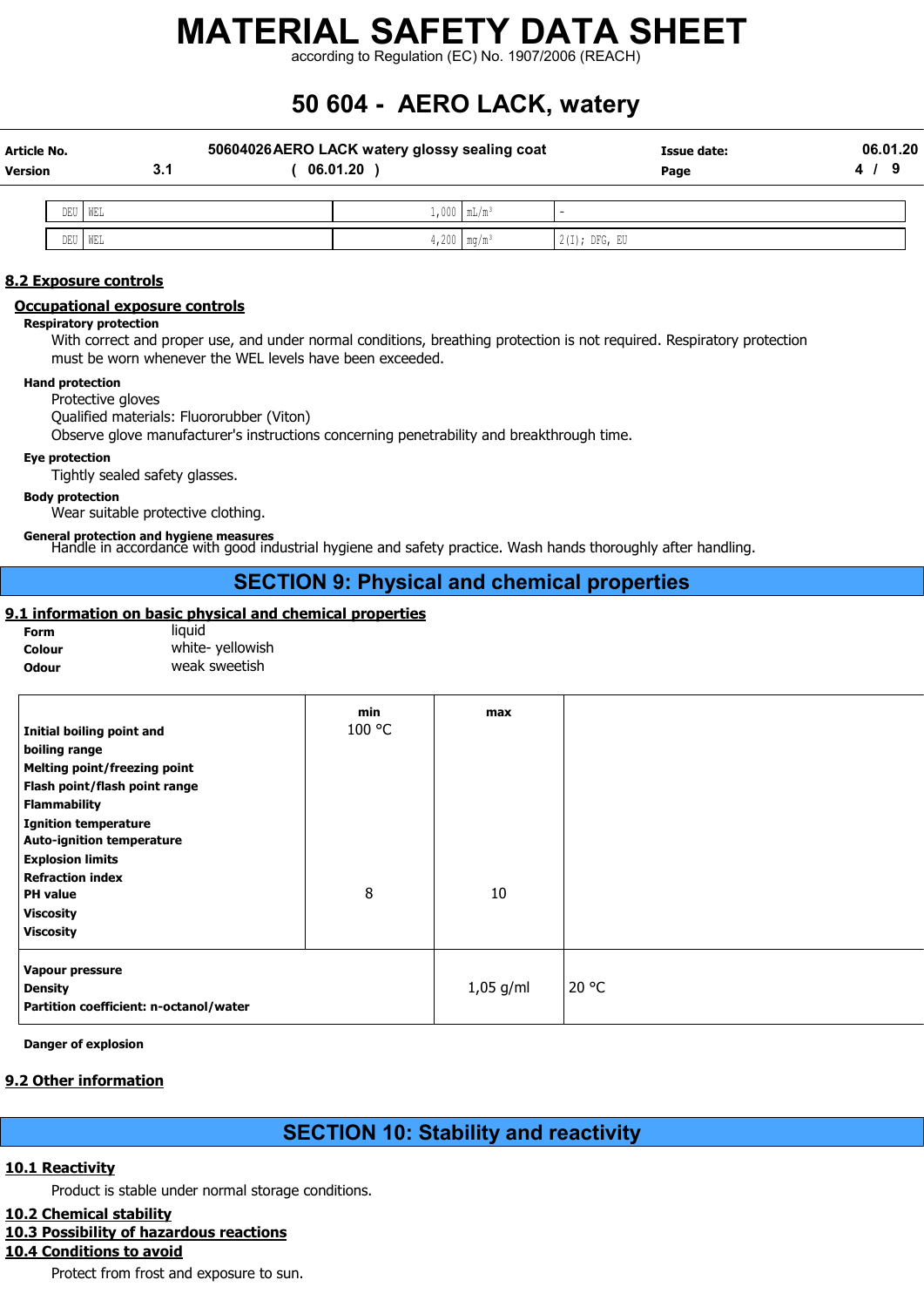| DEU | WEL | 1,000 | mL/m³ | - |
|---|---|---|---|---|
| DEU | WEL | 4,200 | mg/m³ | 2(I); DFG, EU |

### 8.2 Exposure controls

#### Occupational exposure controls

**Respiratory protection**

With correct and proper use, and under normal conditions, breathing protection is not required. Respiratory protection must be worn whenever the WEL levels have been exceeded.

**Hand protection**

Protective gloves
Qualified materials: Fluororubber (Viton)
Observe glove manufacturer's instructions concerning penetrability and breakthrough time.

**Eye protection**

Tightly sealed safety glasses.

**Body protection**

Wear suitable protective clothing.

**General protection and hygiene measures**

Handle in accordance with good industrial hygiene and safety practice. Wash hands thoroughly after handling.

## SECTION 9: Physical and chemical properties

### 9.1 information on basic physical and chemical properties

**Form** liquid
**Colour** white- yellowish
**Odour** weak sweetish

| | min | max | |
|---|---|---|---|
| **Initial boiling point and boiling range** | 100 °C | | |
| **Melting point/freezing point** | | | |
| **Flash point/flash point range** | | | |
| **Flammability** | | | |
| **Ignition temperature** | | | |
| **Auto-ignition temperature** | | | |
| **Explosion limits** | | | |
| **Refraction index** | | | |
| **PH value** | 8 | 10 | |
| **Viscosity** | | | |
| **Viscosity** | | | |
| **Vapour pressure** | | | |
| **Density** | | 1,05 g/ml | 20 °C |
| **Partition coefficient: n-octanol/water** | | | |

**Danger of explosion**

### 9.2 Other information

## SECTION 10: Stability and reactivity

### 10.1 Reactivity

Product is stable under normal storage conditions.

### 10.2 Chemical stability

### 10.3 Possibility of hazardous reactions

### 10.4 Conditions to avoid

Protect from frost and exposure to sun.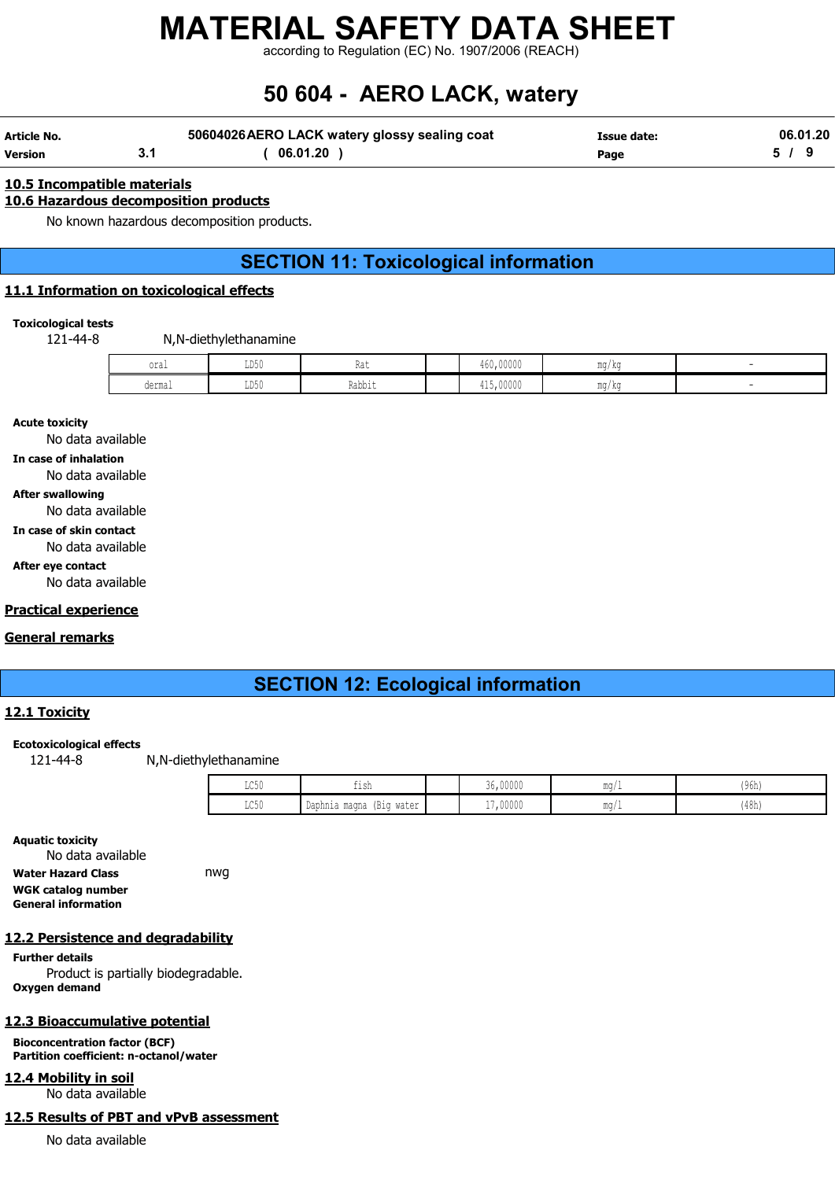### 10.5 Incompatible materials

### 10.6 Hazardous decomposition products

No known hazardous decomposition products.

## SECTION 11: Toxicological information

### 11.1 Information on toxicological effects

**Toxicological tests**

121-44-8 N,N-diethylethanamine

| | | | | | | |
|---|---|---|---|---|---|---|
| oral | LD50 | Rat | | 460,00000 | mg/kg | - |
| dermal | LD50 | Rabbit | | 415,00000 | mg/kg | - |

**Acute toxicity**

No data available

**In case of inhalation**

No data available

**After swallowing**

No data available

**In case of skin contact**

No data available

**After eye contact**

No data available

### Practical experience

### General remarks

## SECTION 12: Ecological information

### 12.1 Toxicity

**Ecotoxicological effects**

121-44-8 N,N-diethylethanamine

| | | | | | |
|---|---|---|---|---|---|
| LC50 | fish | | 36,00000 | mg/l | (96h) |
| LC50 | Daphnia magna (Big water | | 17,00000 | mg/l | (48h) |

**Aquatic toxicity**

No data available

**Water Hazard Class** nwg

**WGK catalog number**

**General information**

### 12.2 Persistence and degradability

**Further details**

Product is partially biodegradable.

**Oxygen demand**

### 12.3 Bioaccumulative potential

**Bioconcentration factor (BCF)**

**Partition coefficient: n-octanol/water**

### 12.4 Mobility in soil

No data available

### 12.5 Results of PBT and vPvB assessment

No data available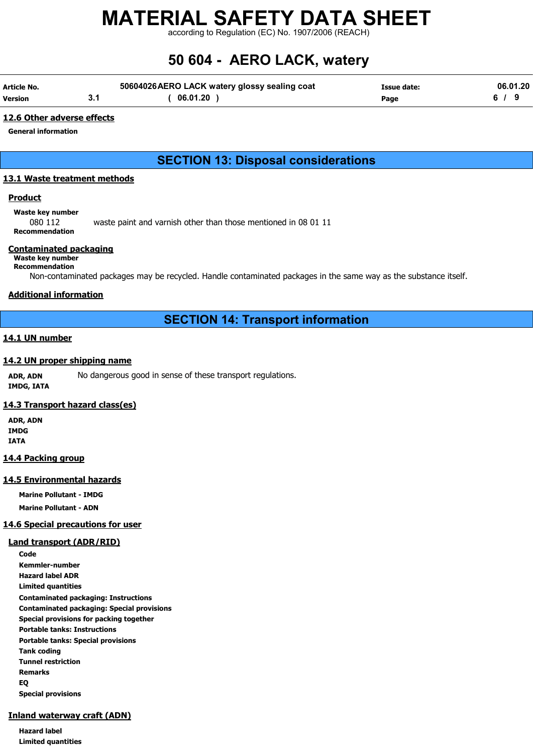## 12.6 Other adverse effects

**General information**

# SECTION 13: Disposal considerations

## 13.1 Waste treatment methods

### Product

**Waste key number**

080 112 waste paint and varnish other than those mentioned in 08 01 11

**Recommendation**

### Contaminated packaging

**Waste key number**

**Recommendation**

Non-contaminated packages may be recycled. Handle contaminated packages in the same way as the substance itself.

### Additional information

# SECTION 14: Transport information

## 14.1 UN number

## 14.2 UN proper shipping name

**ADR, ADN** No dangerous good in sense of these transport regulations.

**IMDG, IATA**

## 14.3 Transport hazard class(es)

**ADR, ADN**

**IMDG**

**IATA**

## 14.4 Packing group

## 14.5 Environmental hazards

**Marine Pollutant - IMDG**

**Marine Pollutant - ADN**

## 14.6 Special precautions for user

### Land transport (ADR/RID)

**Code**

**Kemmler-number**

**Hazard label ADR**

**Limited quantities**

**Contaminated packaging: Instructions**

**Contaminated packaging: Special provisions**

**Special provisions for packing together**

**Portable tanks: Instructions**

**Portable tanks: Special provisions**

**Tank coding**

**Tunnel restriction**

**Remarks**

**EQ**

**Special provisions**

### Inland waterway craft (ADN)

**Hazard label**

**Limited quantities**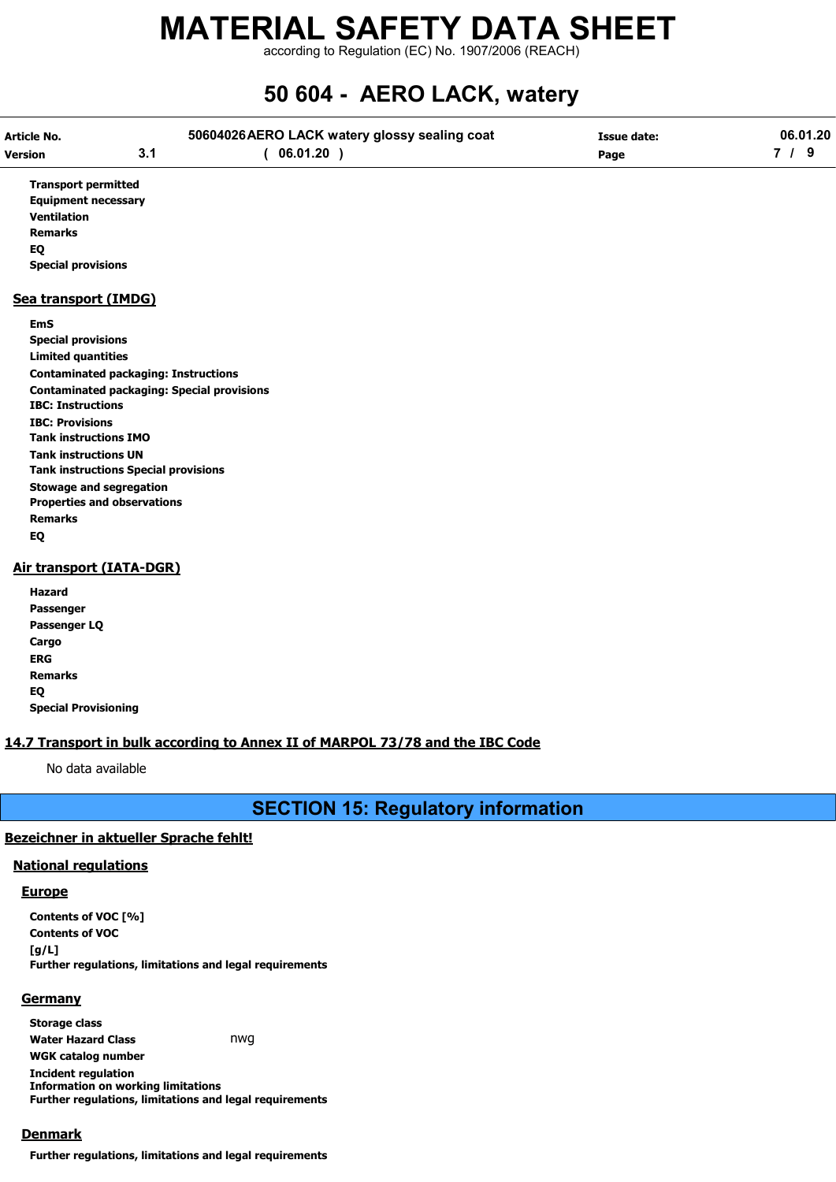**Transport permitted**
**Equipment necessary**
**Ventilation**
**Remarks**
**EQ**
**Special provisions**

### Sea transport (IMDG)

**EmS**
**Special provisions**
**Limited quantities**
**Contaminated packaging: Instructions**
**Contaminated packaging: Special provisions**
**IBC: Instructions**
**IBC: Provisions**
**Tank instructions IMO**
**Tank instructions UN**
**Tank instructions Special provisions**
**Stowage and segregation**
**Properties and observations**
**Remarks**
**EQ**

### Air transport (IATA-DGR)

**Hazard**
**Passenger**
**Passenger LQ**
**Cargo**
**ERG**
**Remarks**
**EQ**
**Special Provisioning**

### 14.7 Transport in bulk according to Annex II of MARPOL 73/78 and the IBC Code

No data available

## SECTION 15: Regulatory information

### Bezeichner in aktueller Sprache fehlt!

### National regulations

#### Europe

**Contents of VOC [%]**
**Contents of VOC**
**[g/L]**
**Further regulations, limitations and legal requirements**

#### Germany

**Storage class**
**Water Hazard Class** nwg
**WGK catalog number**
**Incident regulation**
**Information on working limitations**
**Further regulations, limitations and legal requirements**

#### Denmark

**Further regulations, limitations and legal requirements**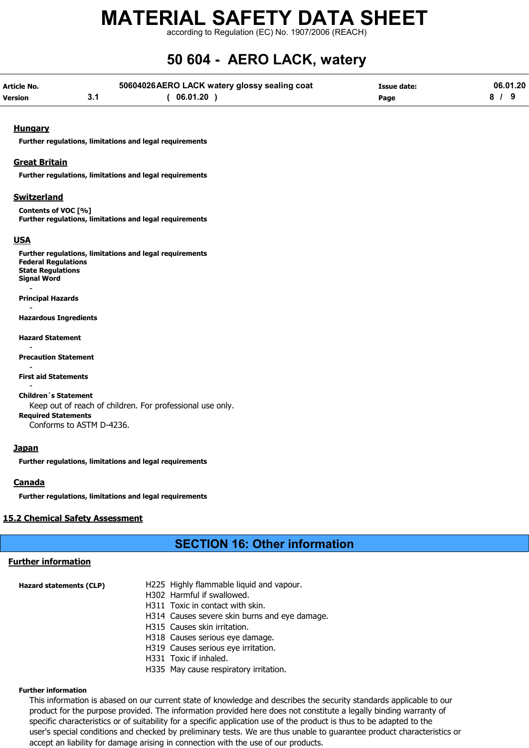#### Hungary

**Further regulations, limitations and legal requirements**

#### Great Britain

**Further regulations, limitations and legal requirements**

#### Switzerland

**Contents of VOC [%]**
**Further regulations, limitations and legal requirements**

#### USA

**Further regulations, limitations and legal requirements**
**Federal Regulations**
**State Regulations**
**Signal Word**

-

**Principal Hazards**

-

**Hazardous Ingredients**

**Hazard Statement**

-

**Precaution Statement**

-

**First aid Statements**

-

**Children´s Statement**

Keep out of reach of children. For professional use only.

**Required Statements**

Conforms to ASTM D-4236.

#### Japan

**Further regulations, limitations and legal requirements**

#### Canada

**Further regulations, limitations and legal requirements**

### 15.2 Chemical Safety Assessment

## SECTION 16: Other information

### Further information

**Hazard statements (CLP)**

H225 Highly flammable liquid and vapour.
H302 Harmful if swallowed.
H311 Toxic in contact with skin.
H314 Causes severe skin burns and eye damage.
H315 Causes skin irritation.
H318 Causes serious eye damage.
H319 Causes serious eye irritation.
H331 Toxic if inhaled.
H335 May cause respiratory irritation.

**Further information**

This information is abased on our current state of knowledge and describes the security standards applicable to our product for the purpose provided. The information provided here does not constitute a legally binding warranty of specific characteristics or of suitability for a specific application use of the product is thus to be adapted to the user's special conditions and checked by preliminary tests. We are thus unable to guarantee product characteristics or accept an liability for damage arising in connection with the use of our products.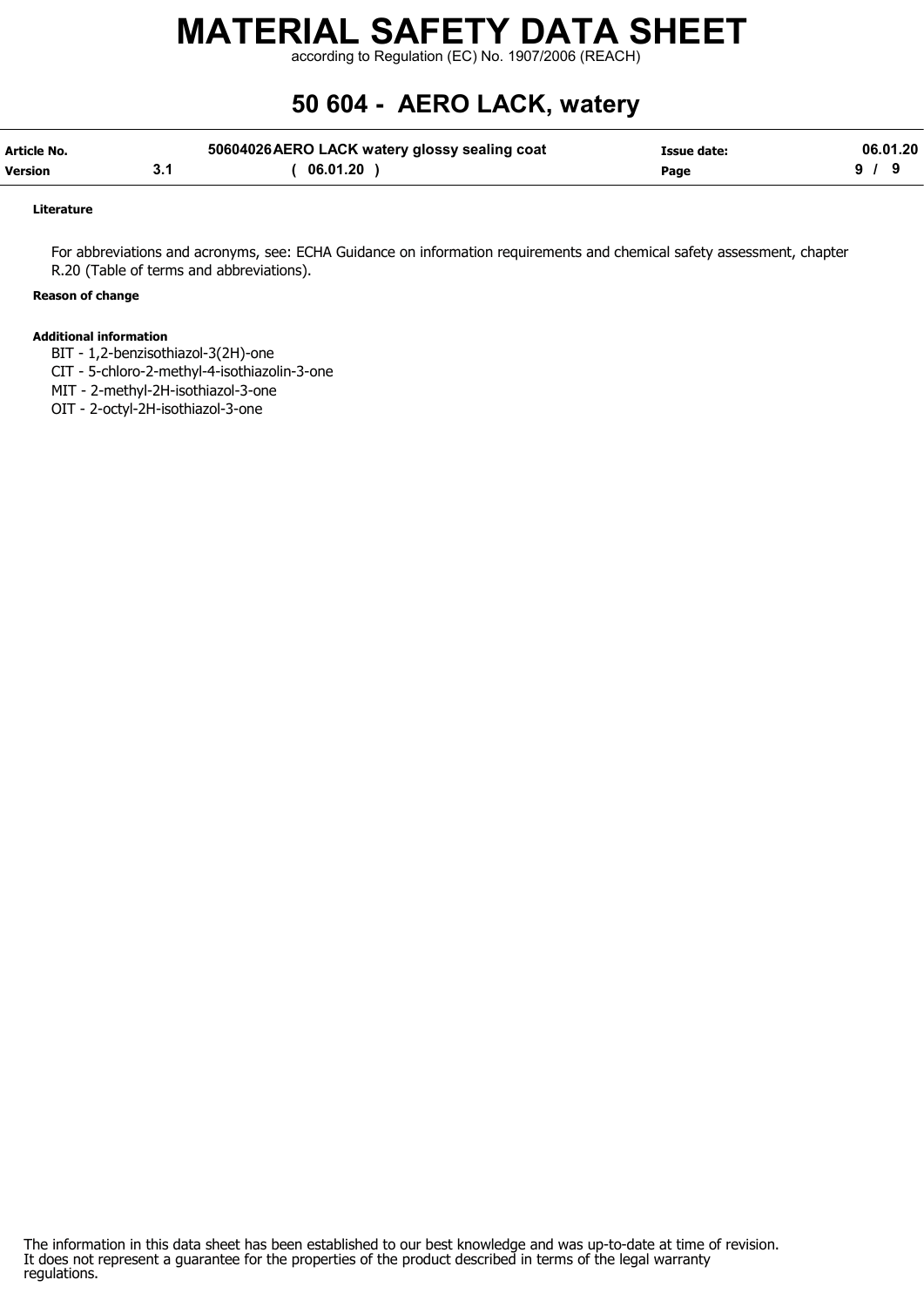**Literature**

For abbreviations and acronyms, see: ECHA Guidance on information requirements and chemical safety assessment, chapter R.20 (Table of terms and abbreviations).

**Reason of change**

**Additional information**

BIT - 1,2-benzisothiazol-3(2H)-one
CIT - 5-chloro-2-methyl-4-isothiazolin-3-one
MIT - 2-methyl-2H-isothiazol-3-one
OIT - 2-octyl-2H-isothiazol-3-one

The information in this data sheet has been established to our best knowledge and was up-to-date at time of revision. It does not represent a guarantee for the properties of the product described in terms of the legal warranty regulations.